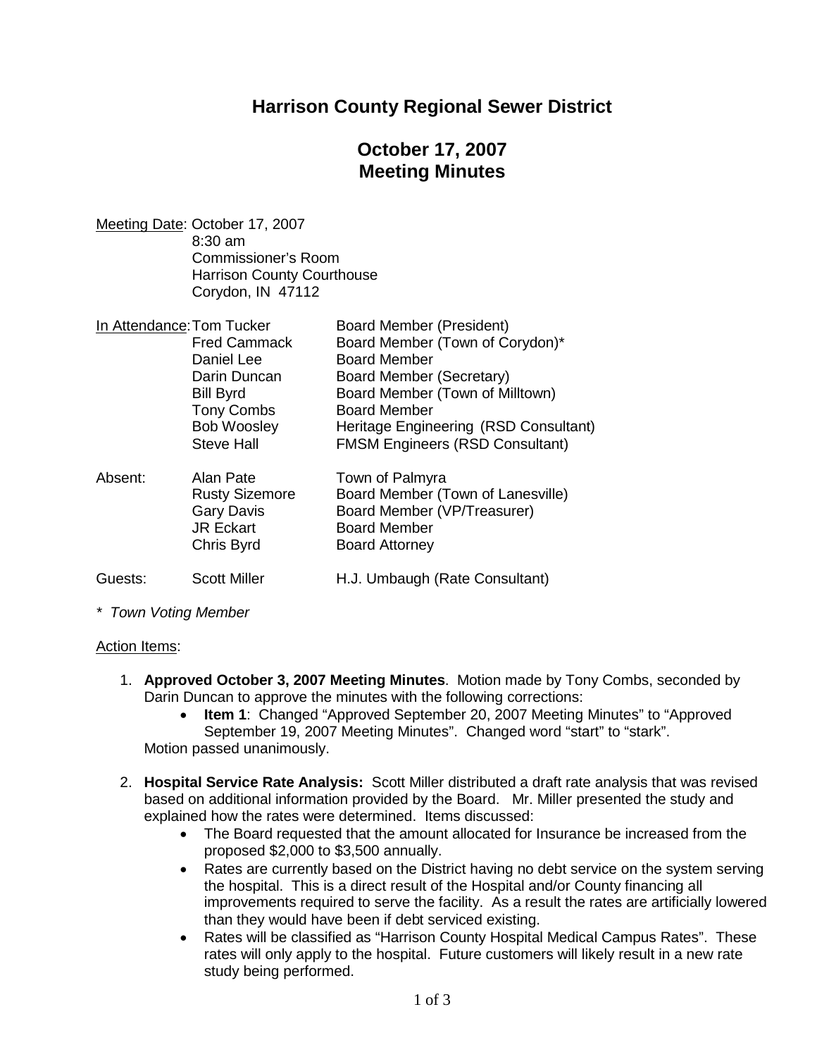# Harrison County Regional Sewer District

## October 17, 2007
## Meeting Minutes

Meeting Date: October 17, 2007
8:30 am
Commissioner's Room
Harrison County Courthouse
Corydon, IN 47112

| In Attendance: | Tom Tucker | Board Member (President) |
|---|---|---|
| | Fred Cammack | Board Member (Town of Corydon)* |
| | Daniel Lee | Board Member |
| | Darin Duncan | Board Member (Secretary) |
| | Bill Byrd | Board Member (Town of Milltown) |
| | Tony Combs | Board Member |
| | Bob Woosley | Heritage Engineering (RSD Consultant) |
| | Steve Hall | FMSM Engineers (RSD Consultant) |
| Absent: | Alan Pate | Town of Palmyra |
| | Rusty Sizemore | Board Member (Town of Lanesville) |
| | Gary Davis | Board Member (VP/Treasurer) |
| | JR Eckart | Board Member |
| | Chris Byrd | Board Attorney |
| Guests: | Scott Miller | H.J. Umbaugh (Rate Consultant) |

*\* Town Voting Member*

Action Items:

1. **Approved October 3, 2007 Meeting Minutes**. Motion made by Tony Combs, seconded by Darin Duncan to approve the minutes with the following corrections:
   - **Item 1**: Changed "Approved September 20, 2007 Meeting Minutes" to "Approved September 19, 2007 Meeting Minutes". Changed word "start" to "stark".

   Motion passed unanimously.

2. **Hospital Service Rate Analysis:** Scott Miller distributed a draft rate analysis that was revised based on additional information provided by the Board. Mr. Miller presented the study and explained how the rates were determined. Items discussed:
   - The Board requested that the amount allocated for Insurance be increased from the proposed $2,000 to $3,500 annually.
   - Rates are currently based on the District having no debt service on the system serving the hospital. This is a direct result of the Hospital and/or County financing all improvements required to serve the facility. As a result the rates are artificially lowered than they would have been if debt serviced existing.
   - Rates will be classified as "Harrison County Hospital Medical Campus Rates". These rates will only apply to the hospital. Future customers will likely result in a new rate study being performed.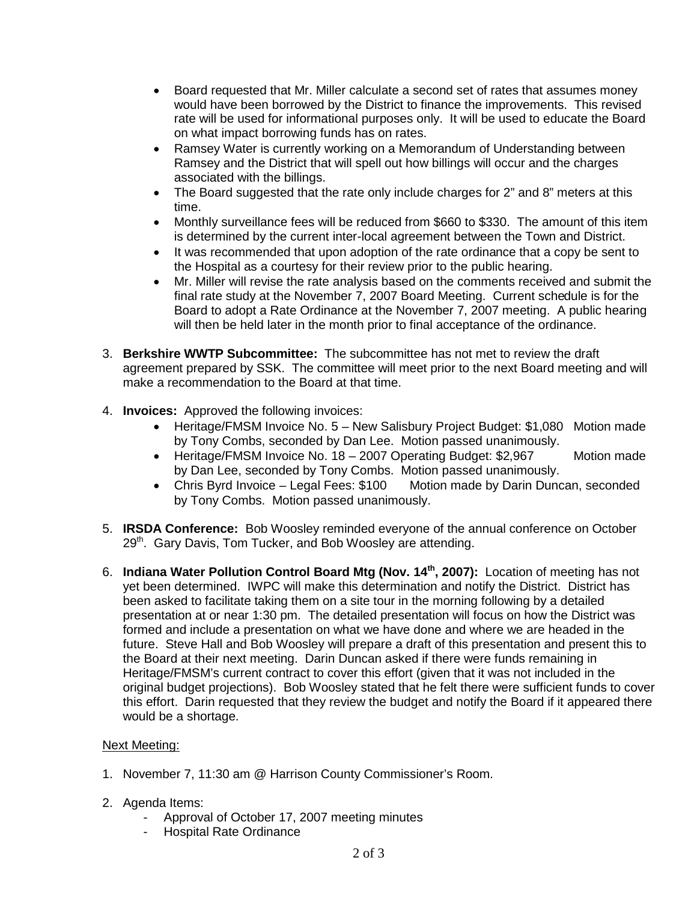- Board requested that Mr. Miller calculate a second set of rates that assumes money would have been borrowed by the District to finance the improvements. This revised rate will be used for informational purposes only. It will be used to educate the Board on what impact borrowing funds has on rates.
- Ramsey Water is currently working on a Memorandum of Understanding between Ramsey and the District that will spell out how billings will occur and the charges associated with the billings.
- The Board suggested that the rate only include charges for 2" and 8" meters at this time.
- Monthly surveillance fees will be reduced from $660 to $330. The amount of this item is determined by the current inter-local agreement between the Town and District.
- It was recommended that upon adoption of the rate ordinance that a copy be sent to the Hospital as a courtesy for their review prior to the public hearing.
- Mr. Miller will revise the rate analysis based on the comments received and submit the final rate study at the November 7, 2007 Board Meeting. Current schedule is for the Board to adopt a Rate Ordinance at the November 7, 2007 meeting. A public hearing will then be held later in the month prior to final acceptance of the ordinance.

3. **Berkshire WWTP Subcommittee:** The subcommittee has not met to review the draft agreement prepared by SSK. The committee will meet prior to the next Board meeting and will make a recommendation to the Board at that time.

4. **Invoices:** Approved the following invoices:
   - Heritage/FMSM Invoice No. 5 – New Salisbury Project Budget: $1,080 Motion made by Tony Combs, seconded by Dan Lee. Motion passed unanimously.
   - Heritage/FMSM Invoice No. 18 – 2007 Operating Budget: $2,967 Motion made by Dan Lee, seconded by Tony Combs. Motion passed unanimously.
   - Chris Byrd Invoice – Legal Fees: $100 Motion made by Darin Duncan, seconded by Tony Combs. Motion passed unanimously.

5. **IRSDA Conference:** Bob Woosley reminded everyone of the annual conference on October 29th. Gary Davis, Tom Tucker, and Bob Woosley are attending.

6. **Indiana Water Pollution Control Board Mtg (Nov. 14th, 2007):** Location of meeting has not yet been determined. IWPC will make this determination and notify the District. District has been asked to facilitate taking them on a site tour in the morning following by a detailed presentation at or near 1:30 pm. The detailed presentation will focus on how the District was formed and include a presentation on what we have done and where we are headed in the future. Steve Hall and Bob Woosley will prepare a draft of this presentation and present this to the Board at their next meeting. Darin Duncan asked if there were funds remaining in Heritage/FMSM's current contract to cover this effort (given that it was not included in the original budget projections). Bob Woosley stated that he felt there were sufficient funds to cover this effort. Darin requested that they review the budget and notify the Board if it appeared there would be a shortage.

<u>Next Meeting:</u>

1. November 7, 11:30 am @ Harrison County Commissioner's Room.

2. Agenda Items:
   - Approval of October 17, 2007 meeting minutes
   - Hospital Rate Ordinance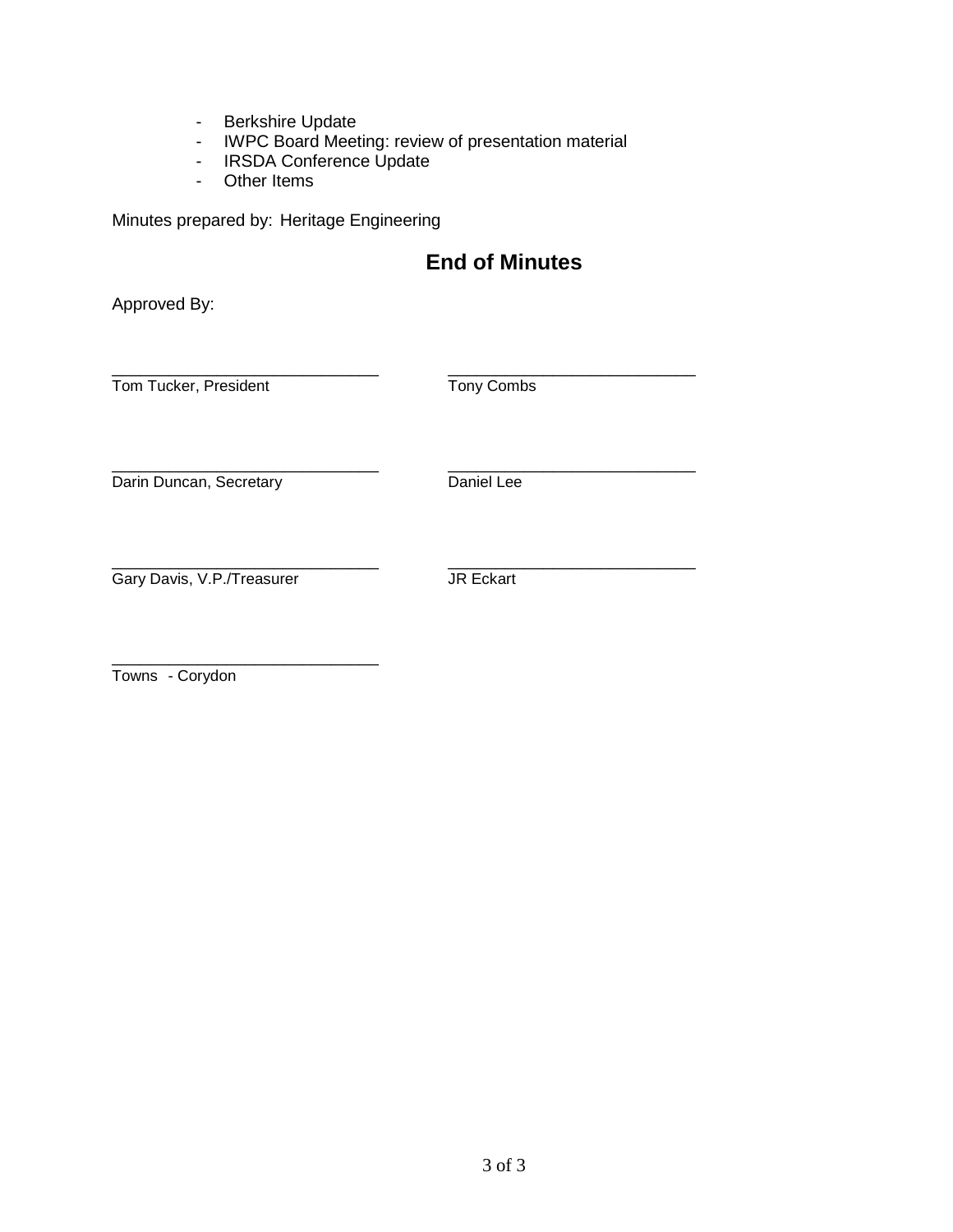- Berkshire Update
- IWPC Board Meeting: review of presentation material
- IRSDA Conference Update
- Other Items

Minutes prepared by: Heritage Engineering

## End of Minutes

Approved By:

| | |
|---|---|
| ______________________________ | ______________________________ |
| Tom Tucker, President | Tony Combs |
| ______________________________ | ______________________________ |
| Darin Duncan, Secretary | Daniel Lee |
| ______________________________ | ______________________________ |
| Gary Davis, V.P./Treasurer | JR Eckart |
| ______________________________ | |
| Towns - Corydon | |